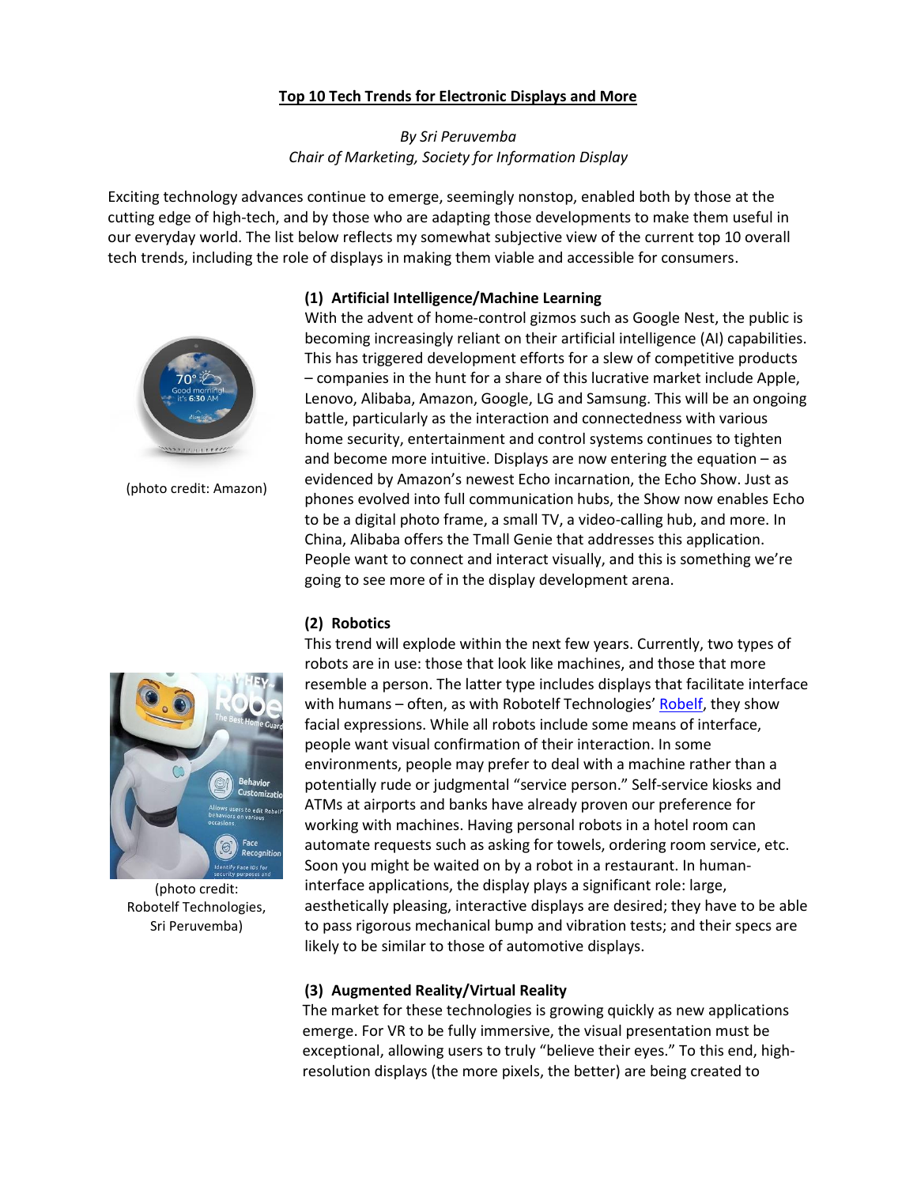# Top 10 Tech Trends for Electronic Displays and More

*By Sri Peruvemba*
*Chair of Marketing, Society for Information Display*

Exciting technology advances continue to emerge, seemingly nonstop, enabled both by those at the cutting edge of high-tech, and by those who are adapting those developments to make them useful in our everyday world. The list below reflects my somewhat subjective view of the current top 10 overall tech trends, including the role of displays in making them viable and accessible for consumers.

(photo credit: Amazon)

## (1) Artificial Intelligence/Machine Learning

With the advent of home-control gizmos such as Google Nest, the public is becoming increasingly reliant on their artificial intelligence (AI) capabilities. This has triggered development efforts for a slew of competitive products – companies in the hunt for a share of this lucrative market include Apple, Lenovo, Alibaba, Amazon, Google, LG and Samsung. This will be an ongoing battle, particularly as the interaction and connectedness with various home security, entertainment and control systems continues to tighten and become more intuitive. Displays are now entering the equation – as evidenced by Amazon's newest Echo incarnation, the Echo Show. Just as phones evolved into full communication hubs, the Show now enables Echo to be a digital photo frame, a small TV, a video-calling hub, and more. In China, Alibaba offers the Tmall Genie that addresses this application. People want to connect and interact visually, and this is something we're going to see more of in the display development arena.

(photo credit: Robotelf Technologies, Sri Peruvemba)

## (2) Robotics

This trend will explode within the next few years. Currently, two types of robots are in use: those that look like machines, and those that more resemble a person. The latter type includes displays that facilitate interface with humans – often, as with Robotelf Technologies' Robelf, they show facial expressions. While all robots include some means of interface, people want visual confirmation of their interaction. In some environments, people may prefer to deal with a machine rather than a potentially rude or judgmental "service person." Self-service kiosks and ATMs at airports and banks have already proven our preference for working with machines. Having personal robots in a hotel room can automate requests such as asking for towels, ordering room service, etc. Soon you might be waited on by a robot in a restaurant. In human-interface applications, the display plays a significant role: large, aesthetically pleasing, interactive displays are desired; they have to be able to pass rigorous mechanical bump and vibration tests; and their specs are likely to be similar to those of automotive displays.

## (3) Augmented Reality/Virtual Reality

The market for these technologies is growing quickly as new applications emerge. For VR to be fully immersive, the visual presentation must be exceptional, allowing users to truly "believe their eyes." To this end, high-resolution displays (the more pixels, the better) are being created to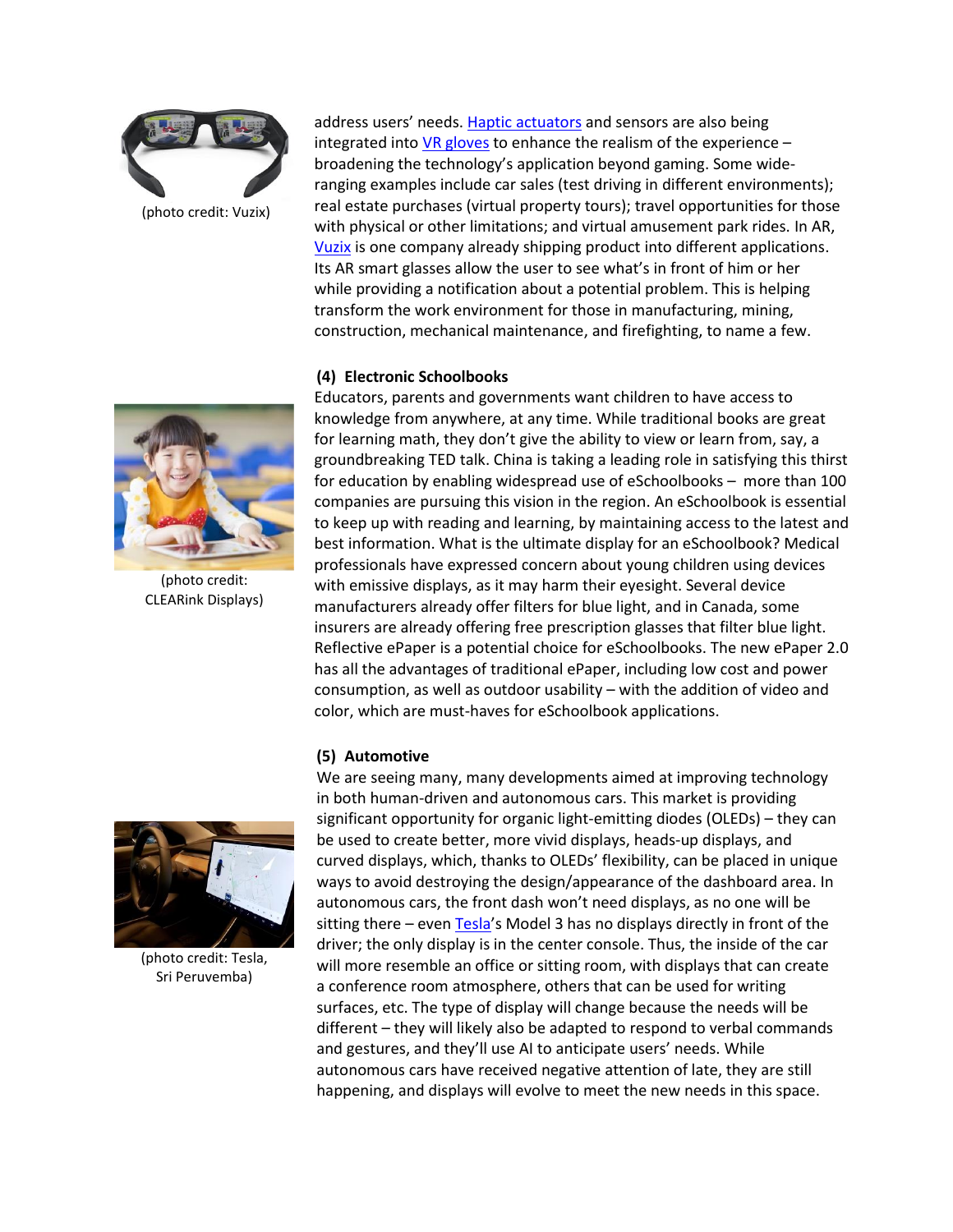(photo credit: Vuzix)

address users' needs. Haptic actuators and sensors are also being integrated into VR gloves to enhance the realism of the experience – broadening the technology's application beyond gaming. Some wide-ranging examples include car sales (test driving in different environments); real estate purchases (virtual property tours); travel opportunities for those with physical or other limitations; and virtual amusement park rides. In AR, Vuzix is one company already shipping product into different applications. Its AR smart glasses allow the user to see what's in front of him or her while providing a notification about a potential problem. This is helping transform the work environment for those in manufacturing, mining, construction, mechanical maintenance, and firefighting, to name a few.

### (4) Electronic Schoolbooks

(photo credit: CLEARink Displays)

Educators, parents and governments want children to have access to knowledge from anywhere, at any time. While traditional books are great for learning math, they don't give the ability to view or learn from, say, a groundbreaking TED talk. China is taking a leading role in satisfying this thirst for education by enabling widespread use of eSchoolbooks – more than 100 companies are pursuing this vision in the region. An eSchoolbook is essential to keep up with reading and learning, by maintaining access to the latest and best information. What is the ultimate display for an eSchoolbook? Medical professionals have expressed concern about young children using devices with emissive displays, as it may harm their eyesight. Several device manufacturers already offer filters for blue light, and in Canada, some insurers are already offering free prescription glasses that filter blue light. Reflective ePaper is a potential choice for eSchoolbooks. The new ePaper 2.0 has all the advantages of traditional ePaper, including low cost and power consumption, as well as outdoor usability – with the addition of video and color, which are must-haves for eSchoolbook applications.

### (5) Automotive

(photo credit: Tesla, Sri Peruvemba)

We are seeing many, many developments aimed at improving technology in both human-driven and autonomous cars. This market is providing significant opportunity for organic light-emitting diodes (OLEDs) – they can be used to create better, more vivid displays, heads-up displays, and curved displays, which, thanks to OLEDs' flexibility, can be placed in unique ways to avoid destroying the design/appearance of the dashboard area. In autonomous cars, the front dash won't need displays, as no one will be sitting there – even Tesla's Model 3 has no displays directly in front of the driver; the only display is in the center console. Thus, the inside of the car will more resemble an office or sitting room, with displays that can create a conference room atmosphere, others that can be used for writing surfaces, etc. The type of display will change because the needs will be different – they will likely also be adapted to respond to verbal commands and gestures, and they'll use AI to anticipate users' needs. While autonomous cars have received negative attention of late, they are still happening, and displays will evolve to meet the new needs in this space.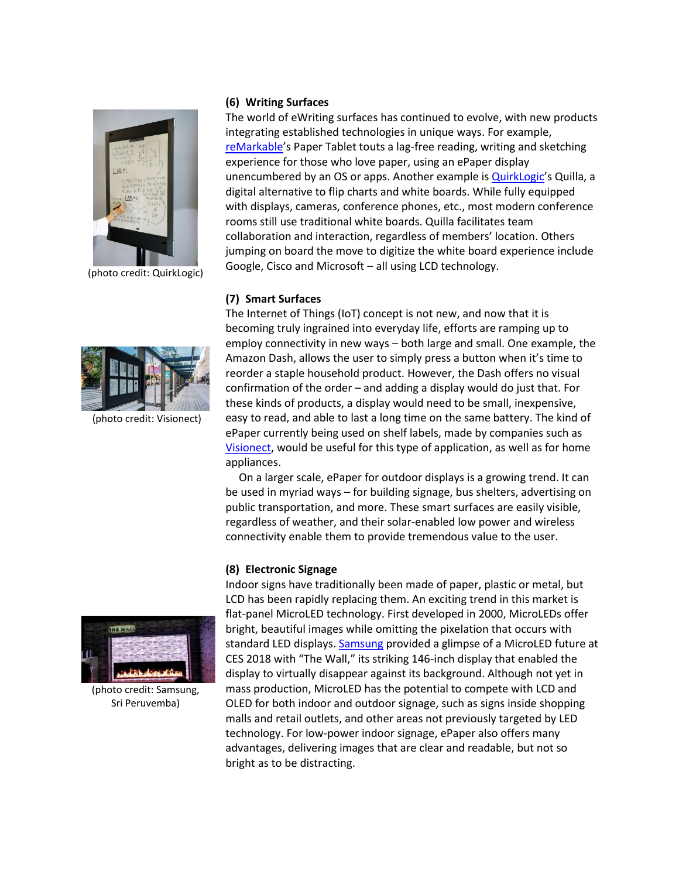### (6) Writing Surfaces

(photo credit: QuirkLogic)

The world of eWriting surfaces has continued to evolve, with new products integrating established technologies in unique ways. For example, reMarkable's Paper Tablet touts a lag-free reading, writing and sketching experience for those who love paper, using an ePaper display unencumbered by an OS or apps. Another example is QuirkLogic's Quilla, a digital alternative to flip charts and white boards. While fully equipped with displays, cameras, conference phones, etc., most modern conference rooms still use traditional white boards. Quilla facilitates team collaboration and interaction, regardless of members' location. Others jumping on board the move to digitize the white board experience include Google, Cisco and Microsoft – all using LCD technology.

### (7) Smart Surfaces

(photo credit: Visionect)

The Internet of Things (IoT) concept is not new, and now that it is becoming truly ingrained into everyday life, efforts are ramping up to employ connectivity in new ways – both large and small. One example, the Amazon Dash, allows the user to simply press a button when it's time to reorder a staple household product. However, the Dash offers no visual confirmation of the order – and adding a display would do just that. For these kinds of products, a display would need to be small, inexpensive, easy to read, and able to last a long time on the same battery. The kind of ePaper currently being used on shelf labels, made by companies such as Visionect, would be useful for this type of application, as well as for home appliances.

On a larger scale, ePaper for outdoor displays is a growing trend. It can be used in myriad ways – for building signage, bus shelters, advertising on public transportation, and more. These smart surfaces are easily visible, regardless of weather, and their solar-enabled low power and wireless connectivity enable them to provide tremendous value to the user.

### (8) Electronic Signage

(photo credit: Samsung, Sri Peruvemba)

Indoor signs have traditionally been made of paper, plastic or metal, but LCD has been rapidly replacing them. An exciting trend in this market is flat-panel MicroLED technology. First developed in 2000, MicroLEDs offer bright, beautiful images while omitting the pixelation that occurs with standard LED displays. Samsung provided a glimpse of a MicroLED future at CES 2018 with "The Wall," its striking 146-inch display that enabled the display to virtually disappear against its background. Although not yet in mass production, MicroLED has the potential to compete with LCD and OLED for both indoor and outdoor signage, such as signs inside shopping malls and retail outlets, and other areas not previously targeted by LED technology. For low-power indoor signage, ePaper also offers many advantages, delivering images that are clear and readable, but not so bright as to be distracting.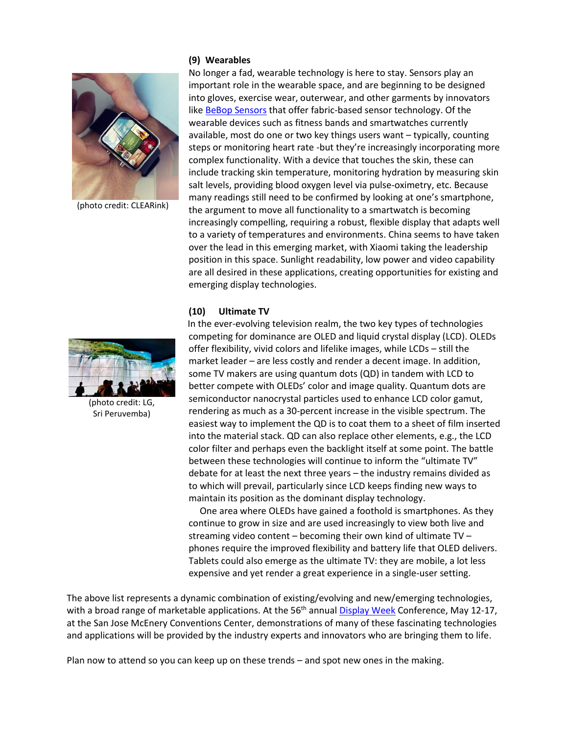### (9) Wearables

(photo credit: CLEARink)

No longer a fad, wearable technology is here to stay. Sensors play an important role in the wearable space, and are beginning to be designed into gloves, exercise wear, outerwear, and other garments by innovators like BeBop Sensors that offer fabric-based sensor technology. Of the wearable devices such as fitness bands and smartwatches currently available, most do one or two key things users want – typically, counting steps or monitoring heart rate -but they're increasingly incorporating more complex functionality. With a device that touches the skin, these can include tracking skin temperature, monitoring hydration by measuring skin salt levels, providing blood oxygen level via pulse-oximetry, etc. Because many readings still need to be confirmed by looking at one's smartphone, the argument to move all functionality to a smartwatch is becoming increasingly compelling, requiring a robust, flexible display that adapts well to a variety of temperatures and environments. China seems to have taken over the lead in this emerging market, with Xiaomi taking the leadership position in this space. Sunlight readability, low power and video capability are all desired in these applications, creating opportunities for existing and emerging display technologies.

### (10) Ultimate TV

(photo credit: LG, Sri Peruvemba)

In the ever-evolving television realm, the two key types of technologies competing for dominance are OLED and liquid crystal display (LCD). OLEDs offer flexibility, vivid colors and lifelike images, while LCDs – still the market leader – are less costly and render a decent image. In addition, some TV makers are using quantum dots (QD) in tandem with LCD to better compete with OLEDs' color and image quality. Quantum dots are semiconductor nanocrystal particles used to enhance LCD color gamut, rendering as much as a 30-percent increase in the visible spectrum. The easiest way to implement the QD is to coat them to a sheet of film inserted into the material stack. QD can also replace other elements, e.g., the LCD color filter and perhaps even the backlight itself at some point. The battle between these technologies will continue to inform the "ultimate TV" debate for at least the next three years – the industry remains divided as to which will prevail, particularly since LCD keeps finding new ways to maintain its position as the dominant display technology.

One area where OLEDs have gained a foothold is smartphones. As they continue to grow in size and are used increasingly to view both live and streaming video content – becoming their own kind of ultimate TV – phones require the improved flexibility and battery life that OLED delivers. Tablets could also emerge as the ultimate TV: they are mobile, a lot less expensive and yet render a great experience in a single-user setting.

The above list represents a dynamic combination of existing/evolving and new/emerging technologies, with a broad range of marketable applications. At the 56th annual Display Week Conference, May 12-17, at the San Jose McEnery Conventions Center, demonstrations of many of these fascinating technologies and applications will be provided by the industry experts and innovators who are bringing them to life.

Plan now to attend so you can keep up on these trends – and spot new ones in the making.